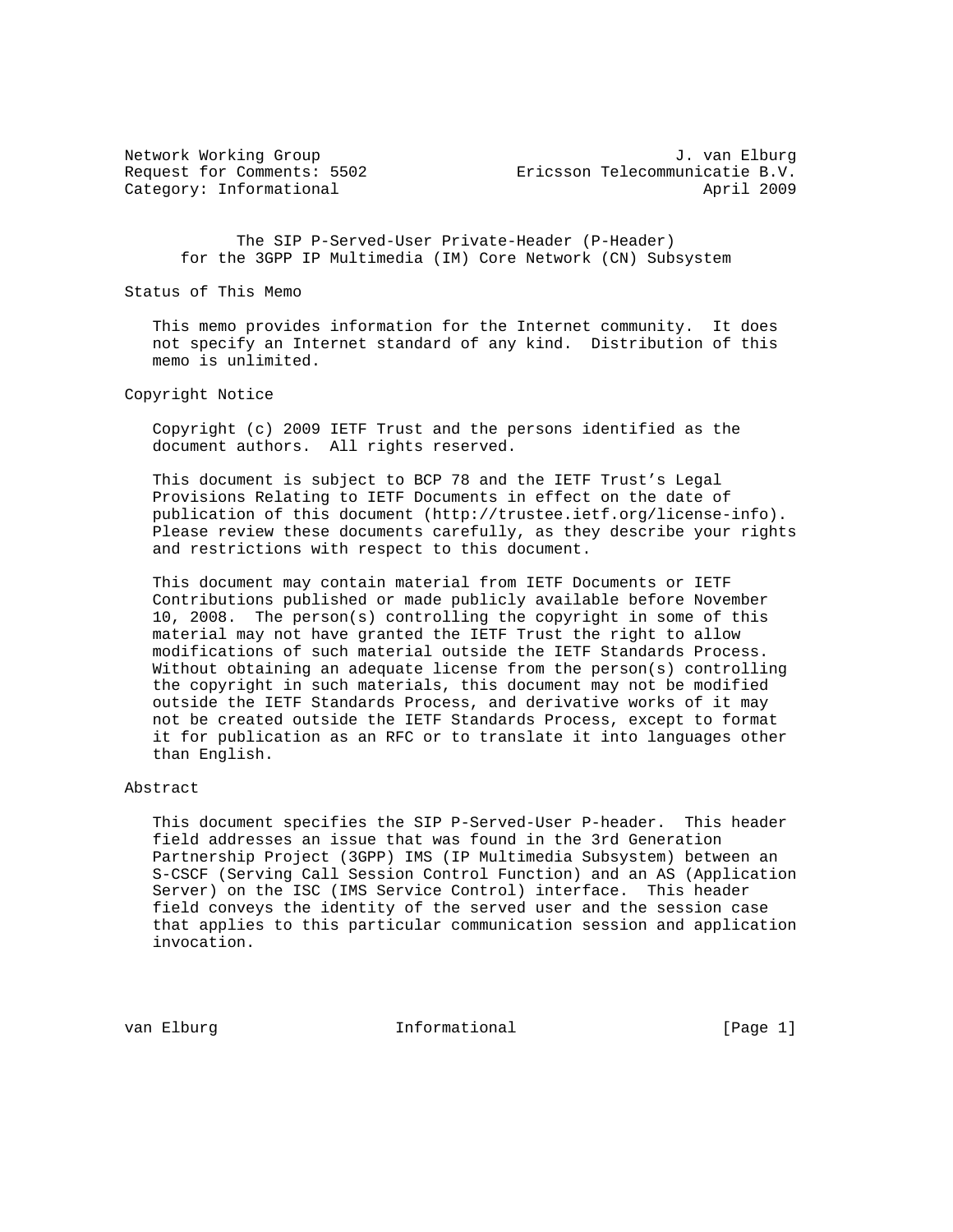Network Working Group J. van Elburg
Request for Comments: 5502 Ericsson Telecommunicatie B.V.
Category: Informational April 2009

# The SIP P-Served-User Private-Header (P-Header) for the 3GPP IP Multimedia (IM) Core Network (CN) Subsystem

## Status of This Memo

This memo provides information for the Internet community. It does not specify an Internet standard of any kind. Distribution of this memo is unlimited.

## Copyright Notice

Copyright (c) 2009 IETF Trust and the persons identified as the document authors. All rights reserved.

This document is subject to BCP 78 and the IETF Trust's Legal Provisions Relating to IETF Documents in effect on the date of publication of this document (http://trustee.ietf.org/license-info). Please review these documents carefully, as they describe your rights and restrictions with respect to this document.

This document may contain material from IETF Documents or IETF Contributions published or made publicly available before November 10, 2008. The person(s) controlling the copyright in some of this material may not have granted the IETF Trust the right to allow modifications of such material outside the IETF Standards Process. Without obtaining an adequate license from the person(s) controlling the copyright in such materials, this document may not be modified outside the IETF Standards Process, and derivative works of it may not be created outside the IETF Standards Process, except to format it for publication as an RFC or to translate it into languages other than English.

## Abstract

This document specifies the SIP P-Served-User P-header. This header field addresses an issue that was found in the 3rd Generation Partnership Project (3GPP) IMS (IP Multimedia Subsystem) between an S-CSCF (Serving Call Session Control Function) and an AS (Application Server) on the ISC (IMS Service Control) interface. This header field conveys the identity of the served user and the session case that applies to this particular communication session and application invocation.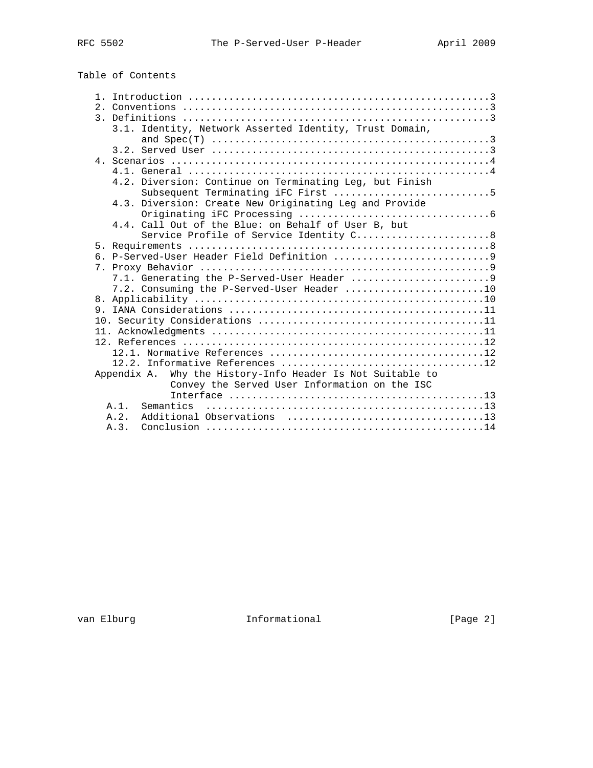# Table of Contents

1. Introduction ....................................................3
2. Conventions .....................................................3
3. Definitions .....................................................3
   3.1. Identity, Network Asserted Identity, Trust Domain, and Spec(T) ................................................3
   3.2. Served User ................................................3
4. Scenarios .......................................................4
   4.1. General ....................................................4
   4.2. Diversion: Continue on Terminating Leg, but Finish Subsequent Terminating iFC First ...........................5
   4.3. Diversion: Create New Originating Leg and Provide Originating iFC Processing ................................6
   4.4. Call Out of the Blue: on Behalf of User B, but Service Profile of Service Identity C.......................8
5. Requirements ....................................................8
6. P-Served-User Header Field Definition ...........................9
7. Proxy Behavior ..................................................9
   7.1. Generating the P-Served-User Header ........................9
   7.2. Consuming the P-Served-User Header ........................10
8. Applicability ..................................................10
9. IANA Considerations ............................................11
10. Security Considerations .......................................11
11. Acknowledgments ...............................................11
12. References ....................................................12
   12.1. Normative References .....................................12
   12.2. Informative References ...................................12

Appendix A. Why the History-Info Header Is Not Suitable to Convey the Served User Information on the ISC Interface ...........................................13
   A.1. Semantics .................................................13
   A.2. Additional Observations ..................................13
   A.3. Conclusion ...............................................14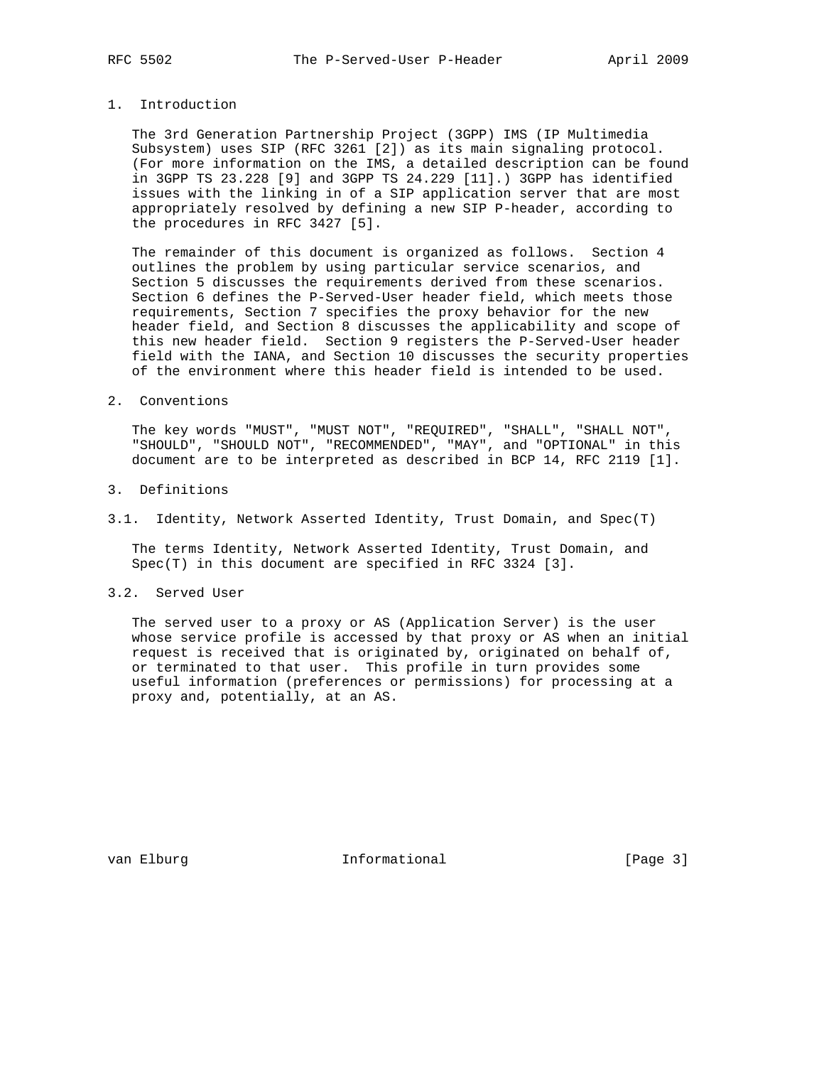## 1. Introduction

The 3rd Generation Partnership Project (3GPP) IMS (IP Multimedia Subsystem) uses SIP (RFC 3261 [2]) as its main signaling protocol. (For more information on the IMS, a detailed description can be found in 3GPP TS 23.228 [9] and 3GPP TS 24.229 [11].) 3GPP has identified issues with the linking in of a SIP application server that are most appropriately resolved by defining a new SIP P-header, according to the procedures in RFC 3427 [5].

The remainder of this document is organized as follows. Section 4 outlines the problem by using particular service scenarios, and Section 5 discusses the requirements derived from these scenarios. Section 6 defines the P-Served-User header field, which meets those requirements, Section 7 specifies the proxy behavior for the new header field, and Section 8 discusses the applicability and scope of this new header field. Section 9 registers the P-Served-User header field with the IANA, and Section 10 discusses the security properties of the environment where this header field is intended to be used.

## 2. Conventions

The key words "MUST", "MUST NOT", "REQUIRED", "SHALL", "SHALL NOT", "SHOULD", "SHOULD NOT", "RECOMMENDED", "MAY", and "OPTIONAL" in this document are to be interpreted as described in BCP 14, RFC 2119 [1].

## 3. Definitions

### 3.1. Identity, Network Asserted Identity, Trust Domain, and Spec(T)

The terms Identity, Network Asserted Identity, Trust Domain, and Spec(T) in this document are specified in RFC 3324 [3].

### 3.2. Served User

The served user to a proxy or AS (Application Server) is the user whose service profile is accessed by that proxy or AS when an initial request is received that is originated by, originated on behalf of, or terminated to that user. This profile in turn provides some useful information (preferences or permissions) for processing at a proxy and, potentially, at an AS.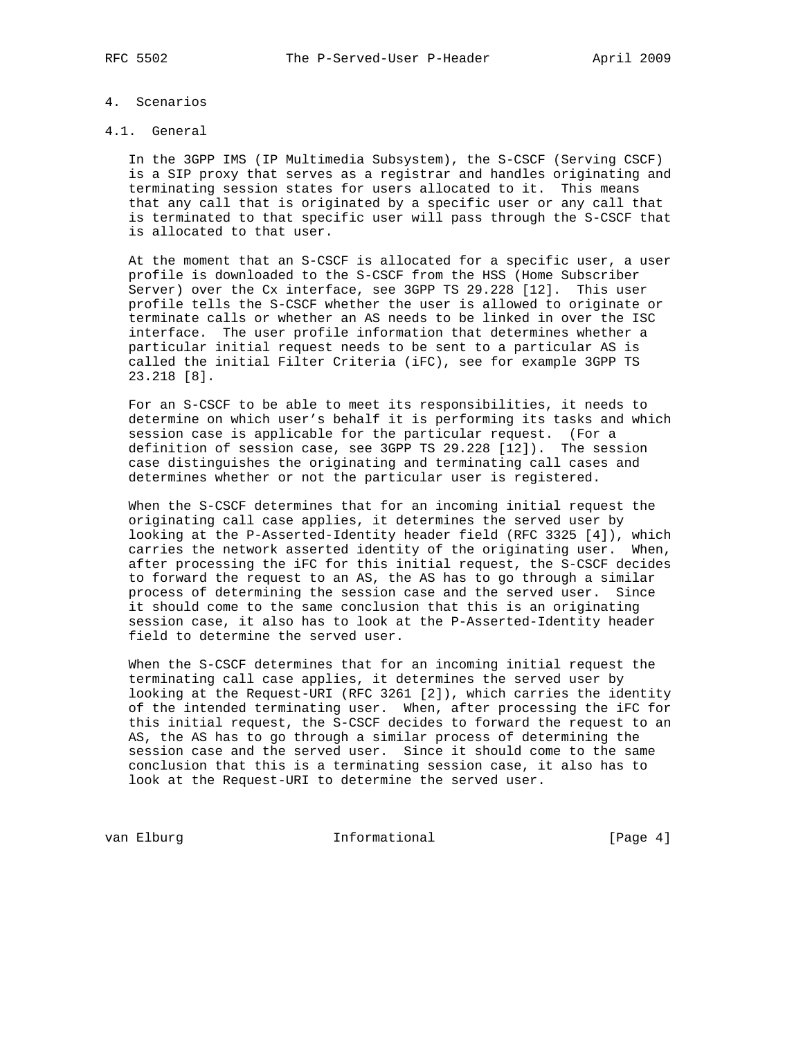## 4. Scenarios

### 4.1. General

In the 3GPP IMS (IP Multimedia Subsystem), the S-CSCF (Serving CSCF) is a SIP proxy that serves as a registrar and handles originating and terminating session states for users allocated to it. This means that any call that is originated by a specific user or any call that is terminated to that specific user will pass through the S-CSCF that is allocated to that user.

At the moment that an S-CSCF is allocated for a specific user, a user profile is downloaded to the S-CSCF from the HSS (Home Subscriber Server) over the Cx interface, see 3GPP TS 29.228 [12]. This user profile tells the S-CSCF whether the user is allowed to originate or terminate calls or whether an AS needs to be linked in over the ISC interface. The user profile information that determines whether a particular initial request needs to be sent to a particular AS is called the initial Filter Criteria (iFC), see for example 3GPP TS 23.218 [8].

For an S-CSCF to be able to meet its responsibilities, it needs to determine on which user's behalf it is performing its tasks and which session case is applicable for the particular request. (For a definition of session case, see 3GPP TS 29.228 [12]). The session case distinguishes the originating and terminating call cases and determines whether or not the particular user is registered.

When the S-CSCF determines that for an incoming initial request the originating call case applies, it determines the served user by looking at the P-Asserted-Identity header field (RFC 3325 [4]), which carries the network asserted identity of the originating user. When, after processing the iFC for this initial request, the S-CSCF decides to forward the request to an AS, the AS has to go through a similar process of determining the session case and the served user. Since it should come to the same conclusion that this is an originating session case, it also has to look at the P-Asserted-Identity header field to determine the served user.

When the S-CSCF determines that for an incoming initial request the terminating call case applies, it determines the served user by looking at the Request-URI (RFC 3261 [2]), which carries the identity of the intended terminating user. When, after processing the iFC for this initial request, the S-CSCF decides to forward the request to an AS, the AS has to go through a similar process of determining the session case and the served user. Since it should come to the same conclusion that this is a terminating session case, it also has to look at the Request-URI to determine the served user.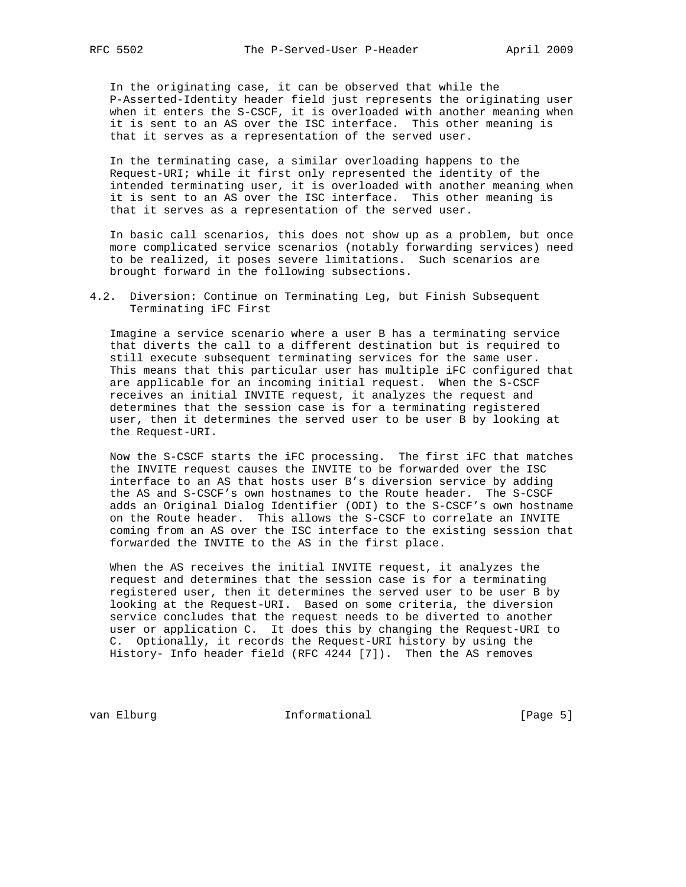In the originating case, it can be observed that while the P-Asserted-Identity header field just represents the originating user when it enters the S-CSCF, it is overloaded with another meaning when it is sent to an AS over the ISC interface. This other meaning is that it serves as a representation of the served user.

In the terminating case, a similar overloading happens to the Request-URI; while it first only represented the identity of the intended terminating user, it is overloaded with another meaning when it is sent to an AS over the ISC interface. This other meaning is that it serves as a representation of the served user.

In basic call scenarios, this does not show up as a problem, but once more complicated service scenarios (notably forwarding services) need to be realized, it poses severe limitations. Such scenarios are brought forward in the following subsections.

### 4.2. Diversion: Continue on Terminating Leg, but Finish Subsequent Terminating iFC First

Imagine a service scenario where a user B has a terminating service that diverts the call to a different destination but is required to still execute subsequent terminating services for the same user. This means that this particular user has multiple iFC configured that are applicable for an incoming initial request. When the S-CSCF receives an initial INVITE request, it analyzes the request and determines that the session case is for a terminating registered user, then it determines the served user to be user B by looking at the Request-URI.

Now the S-CSCF starts the iFC processing. The first iFC that matches the INVITE request causes the INVITE to be forwarded over the ISC interface to an AS that hosts user B's diversion service by adding the AS and S-CSCF's own hostnames to the Route header. The S-CSCF adds an Original Dialog Identifier (ODI) to the S-CSCF's own hostname on the Route header. This allows the S-CSCF to correlate an INVITE coming from an AS over the ISC interface to the existing session that forwarded the INVITE to the AS in the first place.

When the AS receives the initial INVITE request, it analyzes the request and determines that the session case is for a terminating registered user, then it determines the served user to be user B by looking at the Request-URI. Based on some criteria, the diversion service concludes that the request needs to be diverted to another user or application C. It does this by changing the Request-URI to C. Optionally, it records the Request-URI history by using the History- Info header field (RFC 4244 [7]). Then the AS removes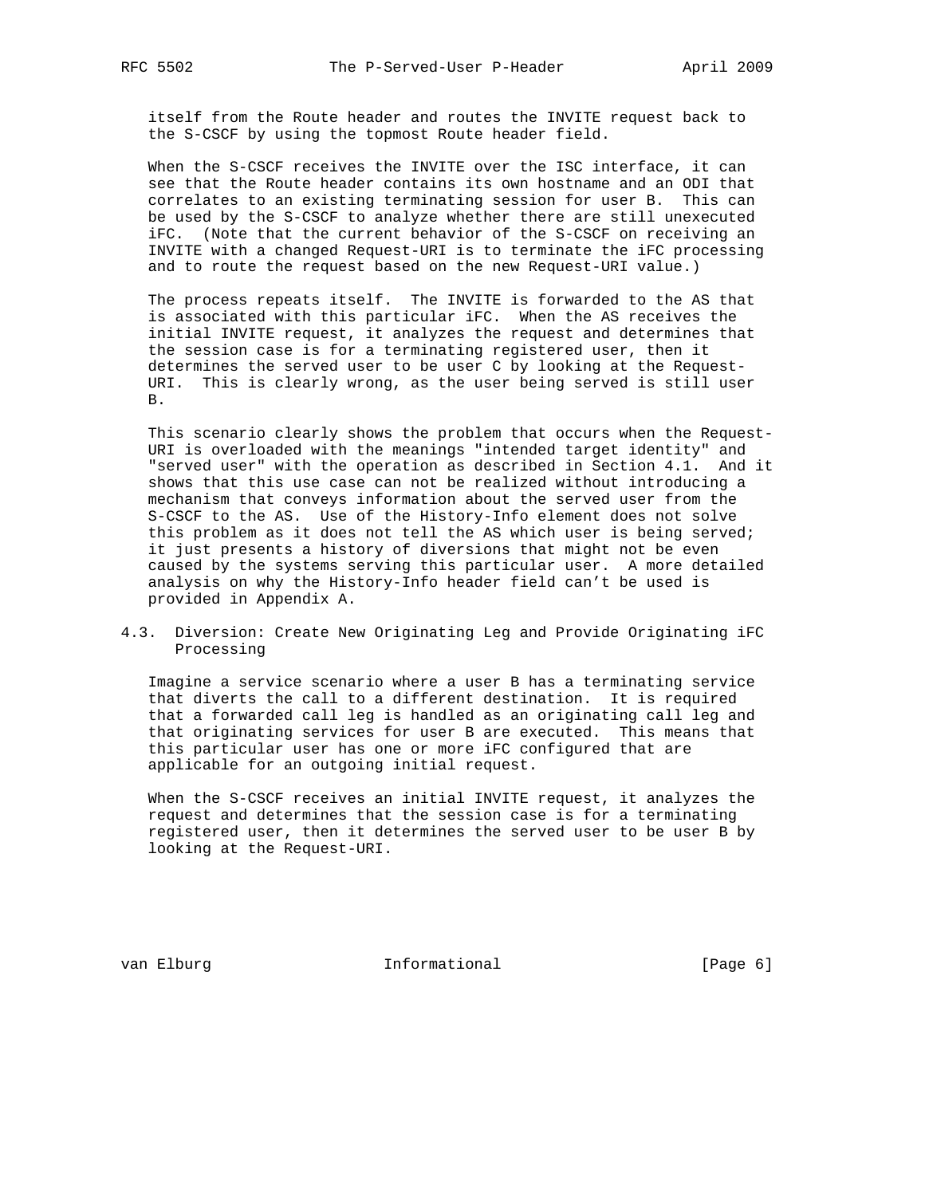itself from the Route header and routes the INVITE request back to the S-CSCF by using the topmost Route header field.

When the S-CSCF receives the INVITE over the ISC interface, it can see that the Route header contains its own hostname and an ODI that correlates to an existing terminating session for user B. This can be used by the S-CSCF to analyze whether there are still unexecuted iFC. (Note that the current behavior of the S-CSCF on receiving an INVITE with a changed Request-URI is to terminate the iFC processing and to route the request based on the new Request-URI value.)

The process repeats itself. The INVITE is forwarded to the AS that is associated with this particular iFC. When the AS receives the initial INVITE request, it analyzes the request and determines that the session case is for a terminating registered user, then it determines the served user to be user C by looking at the Request-URI. This is clearly wrong, as the user being served is still user B.

This scenario clearly shows the problem that occurs when the Request-URI is overloaded with the meanings "intended target identity" and "served user" with the operation as described in Section 4.1. And it shows that this use case can not be realized without introducing a mechanism that conveys information about the served user from the S-CSCF to the AS. Use of the History-Info element does not solve this problem as it does not tell the AS which user is being served; it just presents a history of diversions that might not be even caused by the systems serving this particular user. A more detailed analysis on why the History-Info header field can't be used is provided in Appendix A.

### 4.3. Diversion: Create New Originating Leg and Provide Originating iFC Processing

Imagine a service scenario where a user B has a terminating service that diverts the call to a different destination. It is required that a forwarded call leg is handled as an originating call leg and that originating services for user B are executed. This means that this particular user has one or more iFC configured that are applicable for an outgoing initial request.

When the S-CSCF receives an initial INVITE request, it analyzes the request and determines that the session case is for a terminating registered user, then it determines the served user to be user B by looking at the Request-URI.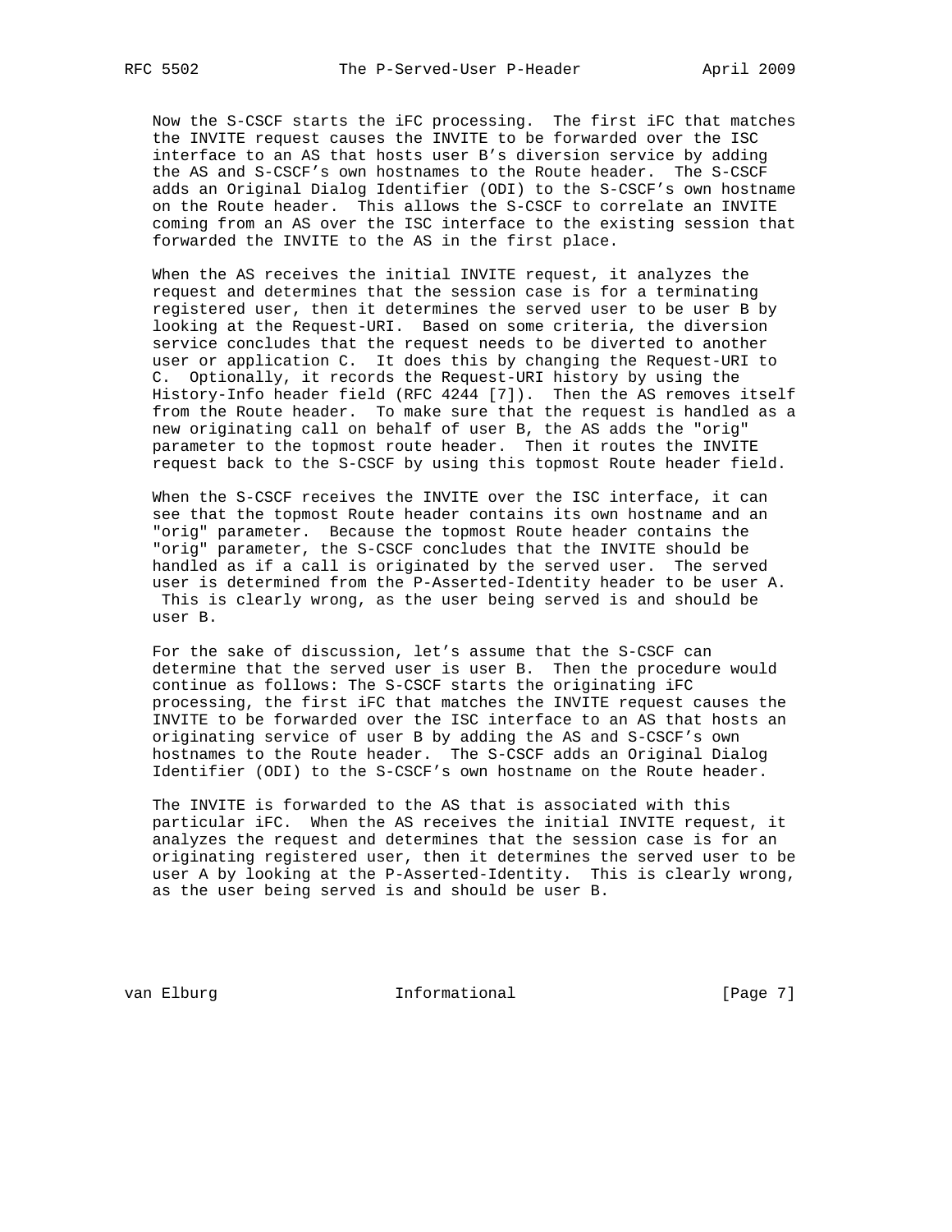Now the S-CSCF starts the iFC processing. The first iFC that matches the INVITE request causes the INVITE to be forwarded over the ISC interface to an AS that hosts user B's diversion service by adding the AS and S-CSCF's own hostnames to the Route header. The S-CSCF adds an Original Dialog Identifier (ODI) to the S-CSCF's own hostname on the Route header. This allows the S-CSCF to correlate an INVITE coming from an AS over the ISC interface to the existing session that forwarded the INVITE to the AS in the first place.

When the AS receives the initial INVITE request, it analyzes the request and determines that the session case is for a terminating registered user, then it determines the served user to be user B by looking at the Request-URI. Based on some criteria, the diversion service concludes that the request needs to be diverted to another user or application C. It does this by changing the Request-URI to C. Optionally, it records the Request-URI history by using the History-Info header field (RFC 4244 [7]). Then the AS removes itself from the Route header. To make sure that the request is handled as a new originating call on behalf of user B, the AS adds the "orig" parameter to the topmost route header. Then it routes the INVITE request back to the S-CSCF by using this topmost Route header field.

When the S-CSCF receives the INVITE over the ISC interface, it can see that the topmost Route header contains its own hostname and an "orig" parameter. Because the topmost Route header contains the "orig" parameter, the S-CSCF concludes that the INVITE should be handled as if a call is originated by the served user. The served user is determined from the P-Asserted-Identity header to be user A. This is clearly wrong, as the user being served is and should be user B.

For the sake of discussion, let's assume that the S-CSCF can determine that the served user is user B. Then the procedure would continue as follows: The S-CSCF starts the originating iFC processing, the first iFC that matches the INVITE request causes the INVITE to be forwarded over the ISC interface to an AS that hosts an originating service of user B by adding the AS and S-CSCF's own hostnames to the Route header. The S-CSCF adds an Original Dialog Identifier (ODI) to the S-CSCF's own hostname on the Route header.

The INVITE is forwarded to the AS that is associated with this particular iFC. When the AS receives the initial INVITE request, it analyzes the request and determines that the session case is for an originating registered user, then it determines the served user to be user A by looking at the P-Asserted-Identity. This is clearly wrong, as the user being served is and should be user B.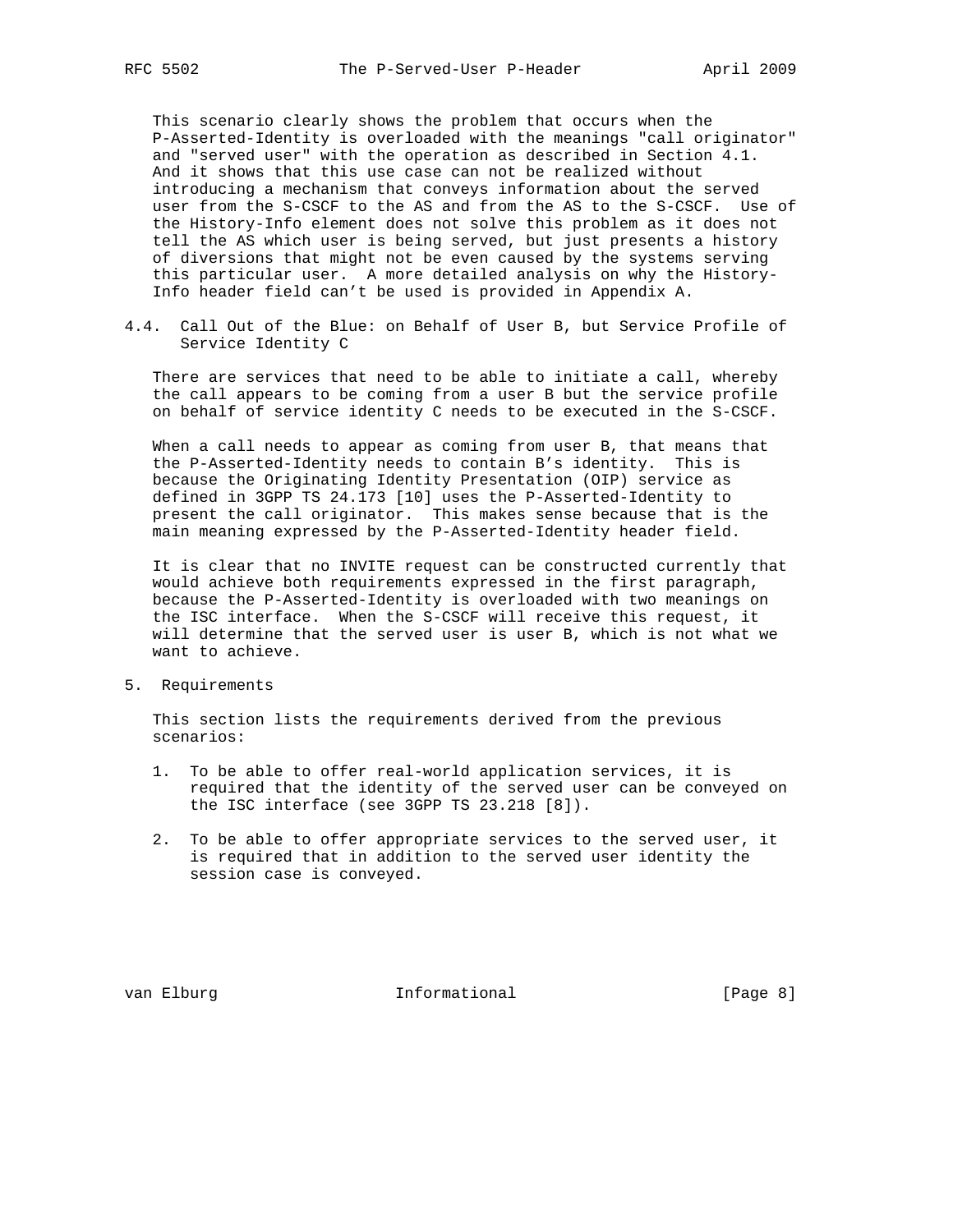This scenario clearly shows the problem that occurs when the P-Asserted-Identity is overloaded with the meanings "call originator" and "served user" with the operation as described in Section 4.1. And it shows that this use case can not be realized without introducing a mechanism that conveys information about the served user from the S-CSCF to the AS and from the AS to the S-CSCF. Use of the History-Info element does not solve this problem as it does not tell the AS which user is being served, but just presents a history of diversions that might not be even caused by the systems serving this particular user. A more detailed analysis on why the History-Info header field can't be used is provided in Appendix A.

### 4.4. Call Out of the Blue: on Behalf of User B, but Service Profile of Service Identity C

There are services that need to be able to initiate a call, whereby the call appears to be coming from a user B but the service profile on behalf of service identity C needs to be executed in the S-CSCF.

When a call needs to appear as coming from user B, that means that the P-Asserted-Identity needs to contain B's identity. This is because the Originating Identity Presentation (OIP) service as defined in 3GPP TS 24.173 [10] uses the P-Asserted-Identity to present the call originator. This makes sense because that is the main meaning expressed by the P-Asserted-Identity header field.

It is clear that no INVITE request can be constructed currently that would achieve both requirements expressed in the first paragraph, because the P-Asserted-Identity is overloaded with two meanings on the ISC interface. When the S-CSCF will receive this request, it will determine that the served user is user B, which is not what we want to achieve.

## 5. Requirements

This section lists the requirements derived from the previous scenarios:

1. To be able to offer real-world application services, it is required that the identity of the served user can be conveyed on the ISC interface (see 3GPP TS 23.218 [8]).

2. To be able to offer appropriate services to the served user, it is required that in addition to the served user identity the session case is conveyed.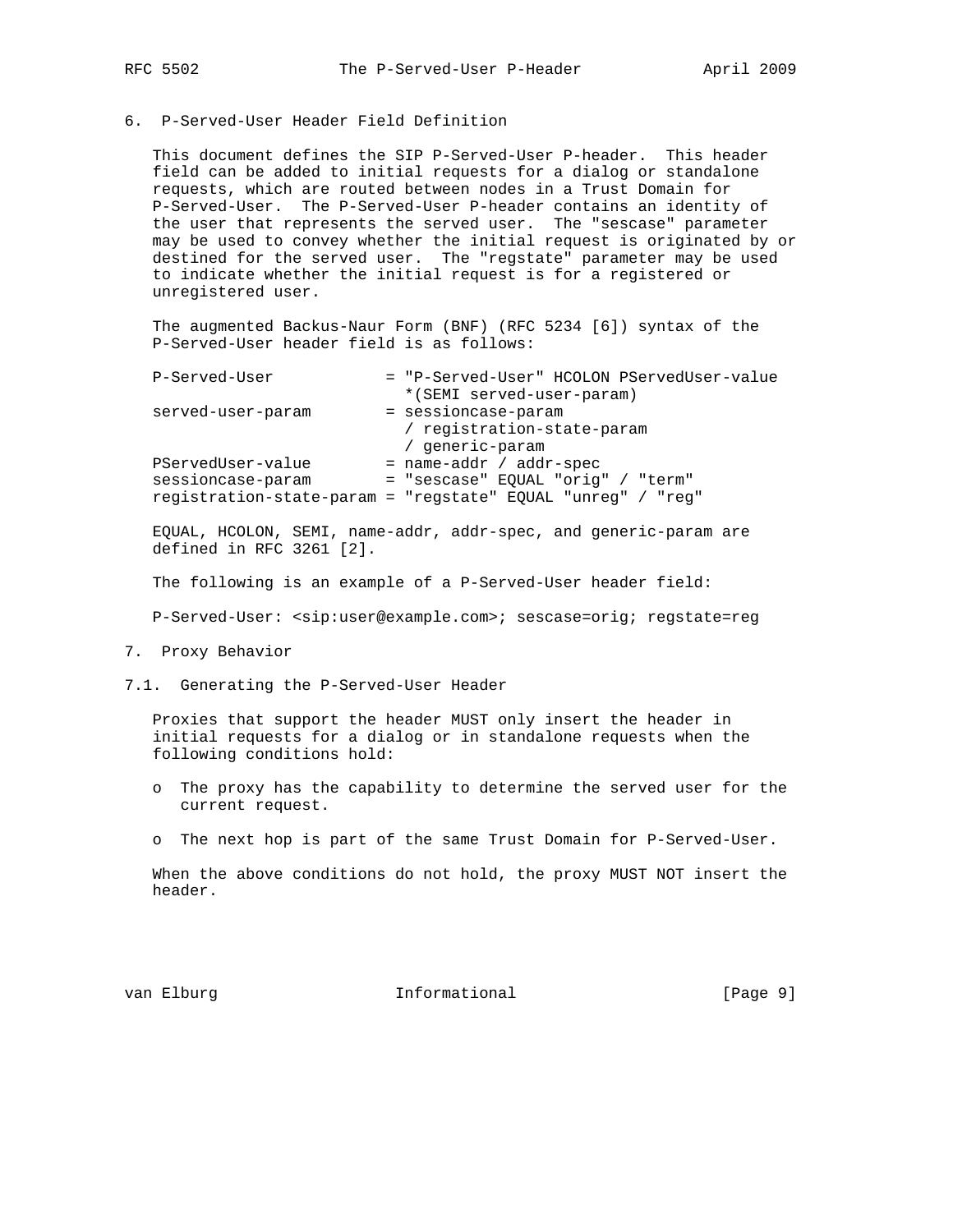## 6. P-Served-User Header Field Definition

This document defines the SIP P-Served-User P-header. This header field can be added to initial requests for a dialog or standalone requests, which are routed between nodes in a Trust Domain for P-Served-User. The P-Served-User P-header contains an identity of the user that represents the served user. The "sescase" parameter may be used to convey whether the initial request is originated by or destined for the served user. The "regstate" parameter may be used to indicate whether the initial request is for a registered or unregistered user.

The augmented Backus-Naur Form (BNF) (RFC 5234 [6]) syntax of the P-Served-User header field is as follows:

```
P-Served-User            = "P-Served-User" HCOLON PServedUser-value
                             *(SEMI served-user-param)
served-user-param        = sessioncase-param
                             / registration-state-param
                             / generic-param
PServedUser-value        = name-addr / addr-spec
sessioncase-param        = "sescase" EQUAL "orig" / "term"
registration-state-param = "regstate" EQUAL "unreg" / "reg"
```

EQUAL, HCOLON, SEMI, name-addr, addr-spec, and generic-param are defined in RFC 3261 [2].

The following is an example of a P-Served-User header field:

```
P-Served-User: <sip:user@example.com>; sescase=orig; regstate=reg
```

## 7. Proxy Behavior

### 7.1. Generating the P-Served-User Header

Proxies that support the header MUST only insert the header in initial requests for a dialog or in standalone requests when the following conditions hold:

- The proxy has the capability to determine the served user for the current request.
- The next hop is part of the same Trust Domain for P-Served-User.

When the above conditions do not hold, the proxy MUST NOT insert the header.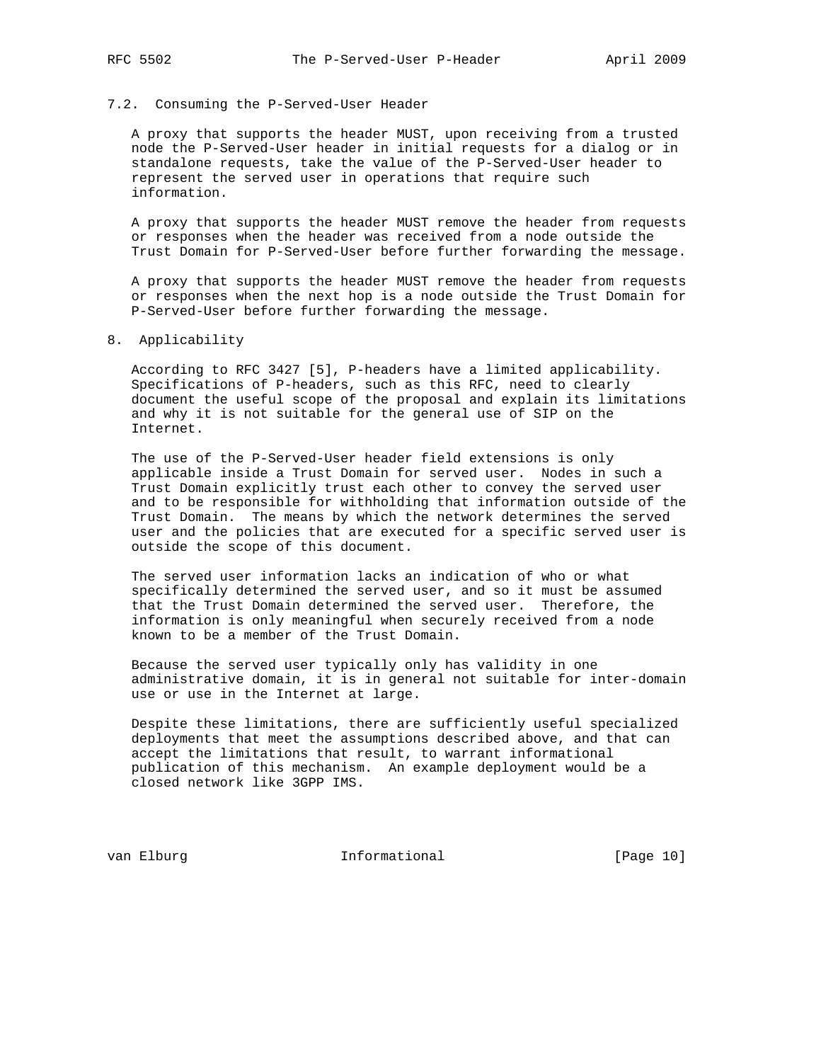### 7.2. Consuming the P-Served-User Header

A proxy that supports the header MUST, upon receiving from a trusted node the P-Served-User header in initial requests for a dialog or in standalone requests, take the value of the P-Served-User header to represent the served user in operations that require such information.

A proxy that supports the header MUST remove the header from requests or responses when the header was received from a node outside the Trust Domain for P-Served-User before further forwarding the message.

A proxy that supports the header MUST remove the header from requests or responses when the next hop is a node outside the Trust Domain for P-Served-User before further forwarding the message.

## 8. Applicability

According to RFC 3427 [5], P-headers have a limited applicability. Specifications of P-headers, such as this RFC, need to clearly document the useful scope of the proposal and explain its limitations and why it is not suitable for the general use of SIP on the Internet.

The use of the P-Served-User header field extensions is only applicable inside a Trust Domain for served user. Nodes in such a Trust Domain explicitly trust each other to convey the served user and to be responsible for withholding that information outside of the Trust Domain. The means by which the network determines the served user and the policies that are executed for a specific served user is outside the scope of this document.

The served user information lacks an indication of who or what specifically determined the served user, and so it must be assumed that the Trust Domain determined the served user. Therefore, the information is only meaningful when securely received from a node known to be a member of the Trust Domain.

Because the served user typically only has validity in one administrative domain, it is in general not suitable for inter-domain use or use in the Internet at large.

Despite these limitations, there are sufficiently useful specialized deployments that meet the assumptions described above, and that can accept the limitations that result, to warrant informational publication of this mechanism. An example deployment would be a closed network like 3GPP IMS.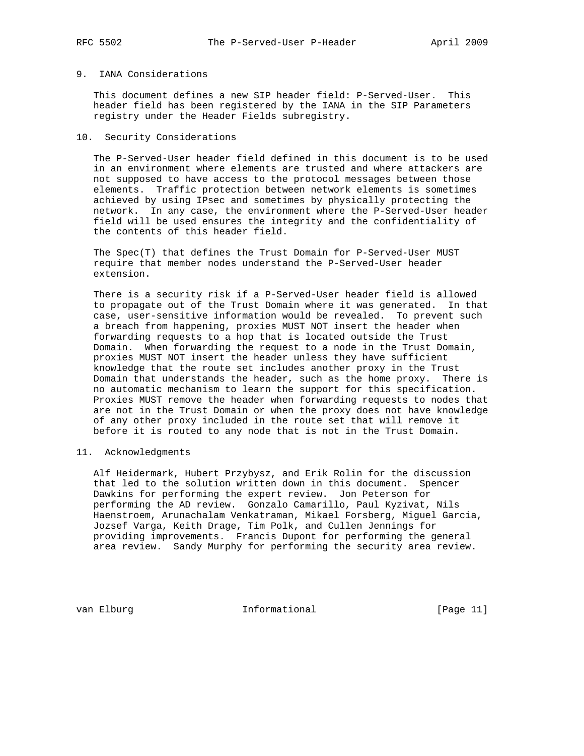## 9. IANA Considerations

This document defines a new SIP header field: P-Served-User. This header field has been registered by the IANA in the SIP Parameters registry under the Header Fields subregistry.

## 10. Security Considerations

The P-Served-User header field defined in this document is to be used in an environment where elements are trusted and where attackers are not supposed to have access to the protocol messages between those elements. Traffic protection between network elements is sometimes achieved by using IPsec and sometimes by physically protecting the network. In any case, the environment where the P-Served-User header field will be used ensures the integrity and the confidentiality of the contents of this header field.

The Spec(T) that defines the Trust Domain for P-Served-User MUST require that member nodes understand the P-Served-User header extension.

There is a security risk if a P-Served-User header field is allowed to propagate out of the Trust Domain where it was generated. In that case, user-sensitive information would be revealed. To prevent such a breach from happening, proxies MUST NOT insert the header when forwarding requests to a hop that is located outside the Trust Domain. When forwarding the request to a node in the Trust Domain, proxies MUST NOT insert the header unless they have sufficient knowledge that the route set includes another proxy in the Trust Domain that understands the header, such as the home proxy. There is no automatic mechanism to learn the support for this specification. Proxies MUST remove the header when forwarding requests to nodes that are not in the Trust Domain or when the proxy does not have knowledge of any other proxy included in the route set that will remove it before it is routed to any node that is not in the Trust Domain.

## 11. Acknowledgments

Alf Heidermark, Hubert Przybysz, and Erik Rolin for the discussion that led to the solution written down in this document. Spencer Dawkins for performing the expert review. Jon Peterson for performing the AD review. Gonzalo Camarillo, Paul Kyzivat, Nils Haenstroem, Arunachalam Venkatraman, Mikael Forsberg, Miguel Garcia, Jozsef Varga, Keith Drage, Tim Polk, and Cullen Jennings for providing improvements. Francis Dupont for performing the general area review. Sandy Murphy for performing the security area review.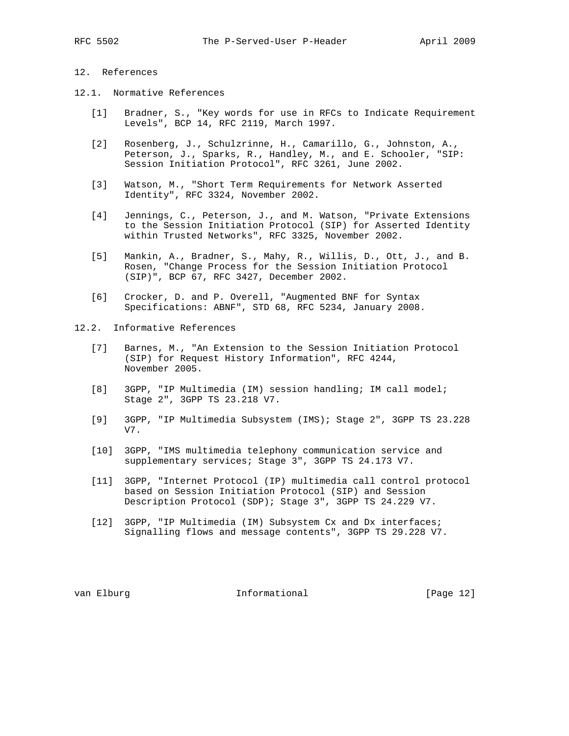## 12. References

### 12.1. Normative References

[1] Bradner, S., "Key words for use in RFCs to Indicate Requirement Levels", BCP 14, RFC 2119, March 1997.

[2] Rosenberg, J., Schulzrinne, H., Camarillo, G., Johnston, A., Peterson, J., Sparks, R., Handley, M., and E. Schooler, "SIP: Session Initiation Protocol", RFC 3261, June 2002.

[3] Watson, M., "Short Term Requirements for Network Asserted Identity", RFC 3324, November 2002.

[4] Jennings, C., Peterson, J., and M. Watson, "Private Extensions to the Session Initiation Protocol (SIP) for Asserted Identity within Trusted Networks", RFC 3325, November 2002.

[5] Mankin, A., Bradner, S., Mahy, R., Willis, D., Ott, J., and B. Rosen, "Change Process for the Session Initiation Protocol (SIP)", BCP 67, RFC 3427, December 2002.

[6] Crocker, D. and P. Overell, "Augmented BNF for Syntax Specifications: ABNF", STD 68, RFC 5234, January 2008.

### 12.2. Informative References

[7] Barnes, M., "An Extension to the Session Initiation Protocol (SIP) for Request History Information", RFC 4244, November 2005.

[8] 3GPP, "IP Multimedia (IM) session handling; IM call model; Stage 2", 3GPP TS 23.218 V7.

[9] 3GPP, "IP Multimedia Subsystem (IMS); Stage 2", 3GPP TS 23.228 V7.

[10] 3GPP, "IMS multimedia telephony communication service and supplementary services; Stage 3", 3GPP TS 24.173 V7.

[11] 3GPP, "Internet Protocol (IP) multimedia call control protocol based on Session Initiation Protocol (SIP) and Session Description Protocol (SDP); Stage 3", 3GPP TS 24.229 V7.

[12] 3GPP, "IP Multimedia (IM) Subsystem Cx and Dx interfaces; Signalling flows and message contents", 3GPP TS 29.228 V7.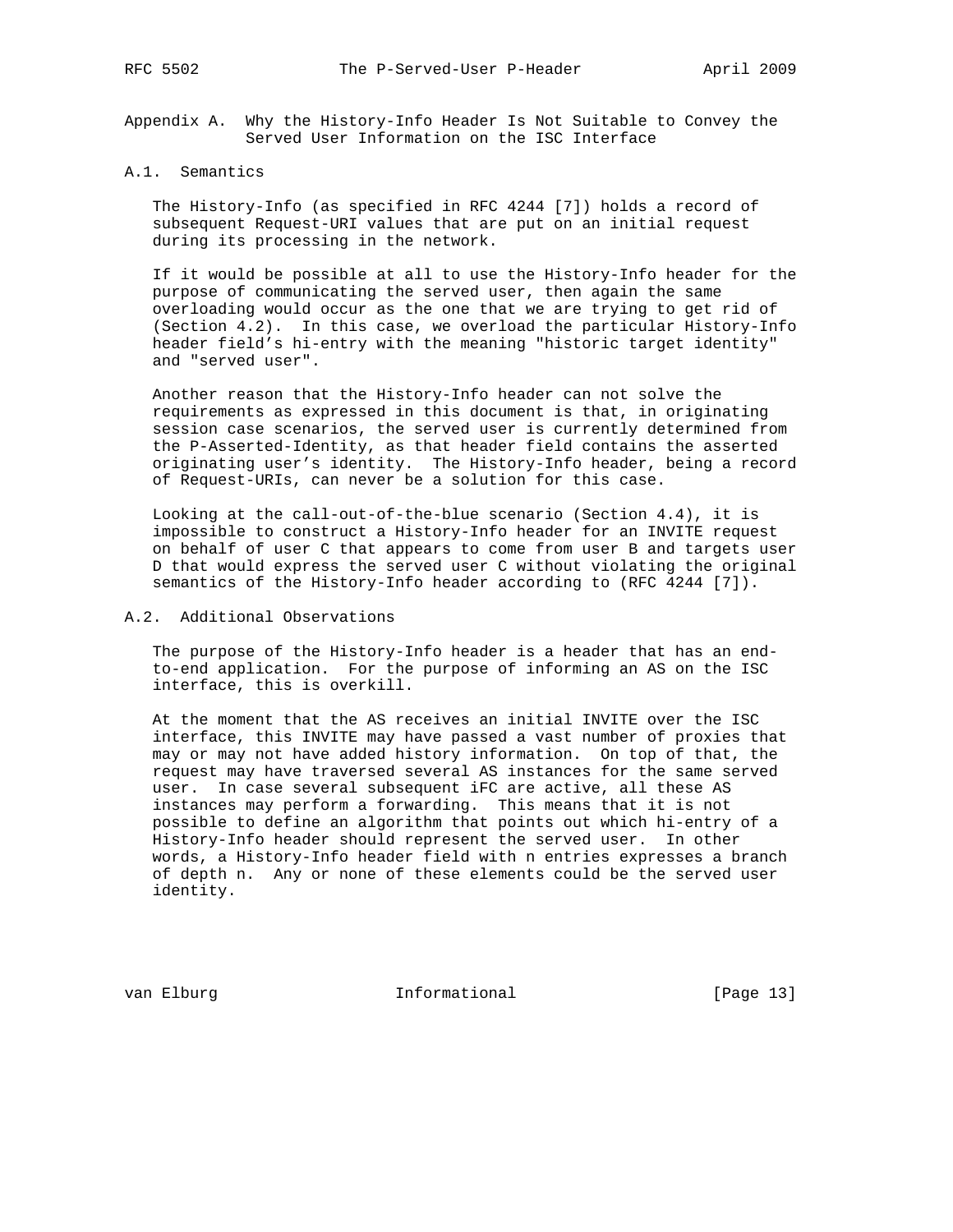## Appendix A. Why the History-Info Header Is Not Suitable to Convey the Served User Information on the ISC Interface

### A.1. Semantics

The History-Info (as specified in RFC 4244 [7]) holds a record of subsequent Request-URI values that are put on an initial request during its processing in the network.

If it would be possible at all to use the History-Info header for the purpose of communicating the served user, then again the same overloading would occur as the one that we are trying to get rid of (Section 4.2). In this case, we overload the particular History-Info header field's hi-entry with the meaning "historic target identity" and "served user".

Another reason that the History-Info header can not solve the requirements as expressed in this document is that, in originating session case scenarios, the served user is currently determined from the P-Asserted-Identity, as that header field contains the asserted originating user's identity. The History-Info header, being a record of Request-URIs, can never be a solution for this case.

Looking at the call-out-of-the-blue scenario (Section 4.4), it is impossible to construct a History-Info header for an INVITE request on behalf of user C that appears to come from user B and targets user D that would express the served user C without violating the original semantics of the History-Info header according to (RFC 4244 [7]).

### A.2. Additional Observations

The purpose of the History-Info header is a header that has an end-to-end application. For the purpose of informing an AS on the ISC interface, this is overkill.

At the moment that the AS receives an initial INVITE over the ISC interface, this INVITE may have passed a vast number of proxies that may or may not have added history information. On top of that, the request may have traversed several AS instances for the same served user. In case several subsequent iFC are active, all these AS instances may perform a forwarding. This means that it is not possible to define an algorithm that points out which hi-entry of a History-Info header should represent the served user. In other words, a History-Info header field with n entries expresses a branch of depth n. Any or none of these elements could be the served user identity.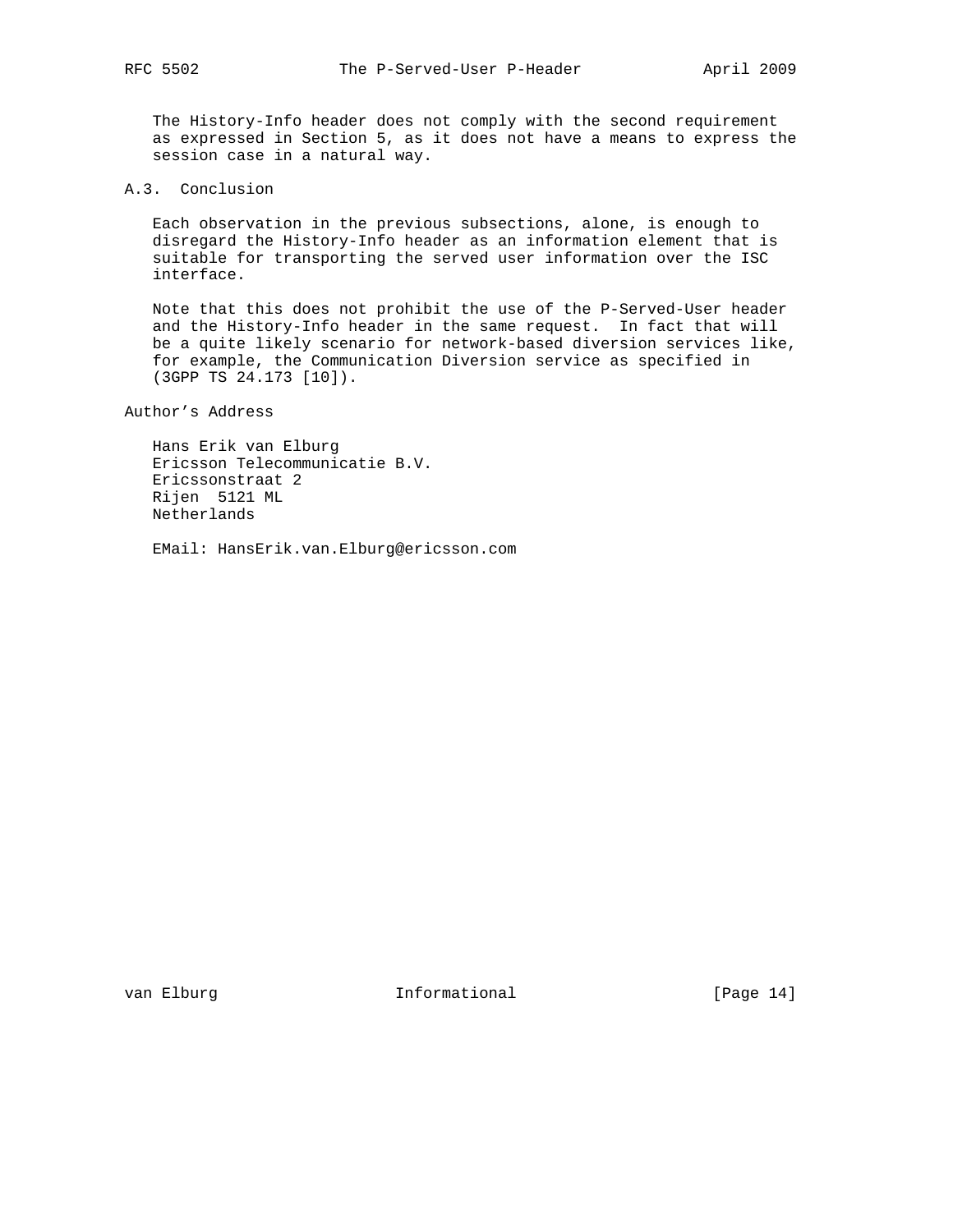The History-Info header does not comply with the second requirement as expressed in Section 5, as it does not have a means to express the session case in a natural way.

### A.3. Conclusion

Each observation in the previous subsections, alone, is enough to disregard the History-Info header as an information element that is suitable for transporting the served user information over the ISC interface.

Note that this does not prohibit the use of the P-Served-User header and the History-Info header in the same request. In fact that will be a quite likely scenario for network-based diversion services like, for example, the Communication Diversion service as specified in (3GPP TS 24.173 [10]).

## Author's Address

Hans Erik van Elburg
Ericsson Telecommunicatie B.V.
Ericssonstraat 2
Rijen 5121 ML
Netherlands

EMail: HansErik.van.Elburg@ericsson.com